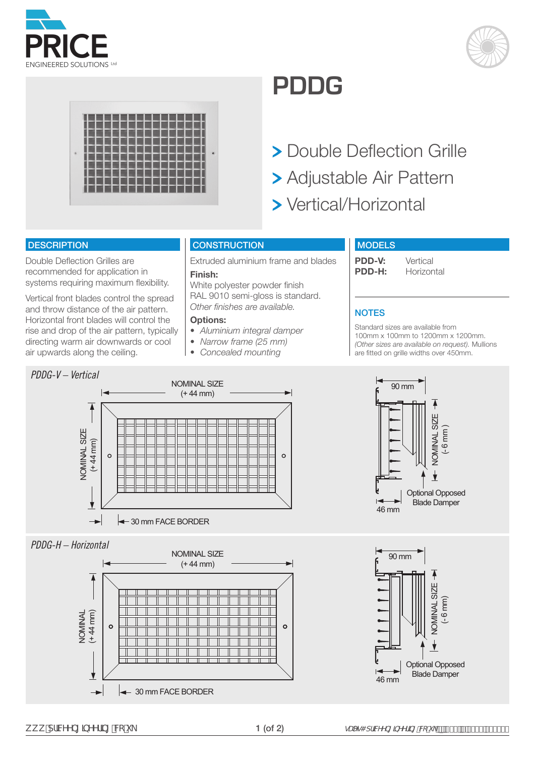PRICE
ENGINEERED SOLUTIONS Ltd

# PDDG

> Double Deflection Grille
> Adjustable Air Pattern
> Vertical/Horizontal

## DESCRIPTION

Double Deflection Grilles are recommended for application in systems requiring maximum flexibility.

Vertical front blades control the spread and throw distance of the air pattern. Horizontal front blades will control the rise and drop of the air pattern, typically directing warm air downwards or cool air upwards along the ceiling.

## CONSTRUCTION

Extruded aluminium frame and blades

**Finish:**
White polyester powder finish RAL 9010 semi-gloss is standard.
*Other finishes are available.*

**Options:**
- *Aluminium integral damper*
- *Narrow frame (25 mm)*
- *Concealed mounting*

## MODELS

| | |
|---|---|
| **PDD-V:** | Vertical |
| **PDD-H:** | Horizontal |

## NOTES

Standard sizes are available from 100mm x 100mm to 1200mm x 1200mm. *(Other sizes are available on request).* Mullions are fitted on grille widths over 450mm.

*PDDG-V – Vertical*

NOMINAL SIZE (+ 44 mm)
NOMINAL SIZE (+ 44 mm)
30 mm FACE BORDER
90 mm
NOMINAL SIZE (- 6 mm)
Optional Opposed Blade Damper
46 mm

*PDDG-H – Horizontal*

NOMINAL SIZE (+ 44 mm)
NOMINAL (+ 44 mm)
30 mm FACE BORDER
90 mm
NOMINAL SIZE (- 6 mm)
Optional Opposed Blade Damper
46 mm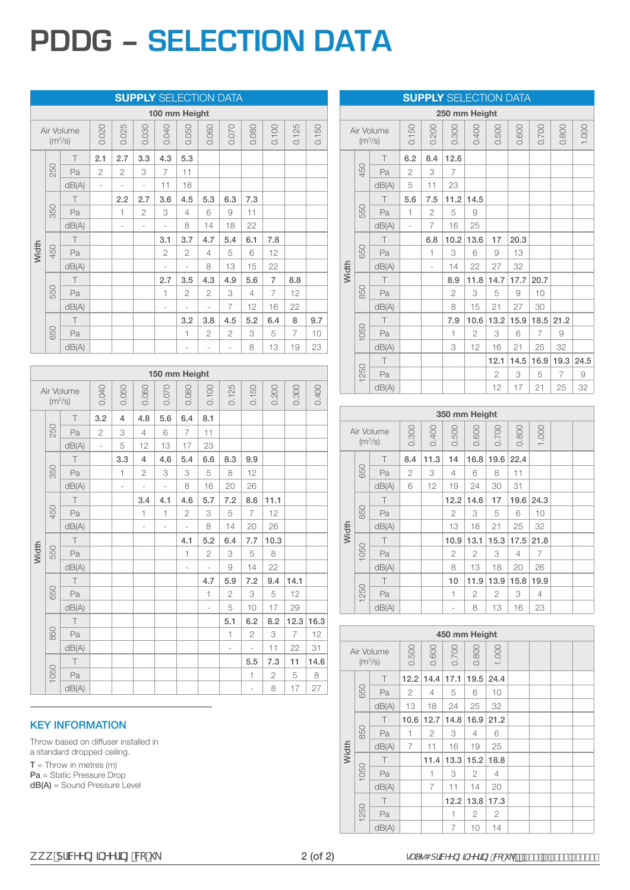# PDDG – SELECTION DATA

## SUPPLY SELECTION DATA

### 100 mm Height

| Width | | Air Volume (m³/s) | 0.020 | 0.025 | 0.030 | 0.040 | 0.050 | 0.060 | 0.070 | 0.080 | 0.100 | 0.125 | 0.150 |
|---|---|---|---|---|---|---|---|---|---|---|---|---|---|
| Width | 250 | T | 2.1 | 2.7 | 3.3 | 4.3 | 5.3 | | | | | | |
| | | Pa | 2 | 2 | 3 | 7 | 11 | | | | | | |
| | | dB(A) | - | - | - | 11 | 18 | | | | | | |
| | 350 | T | | 2.2 | 2.7 | 3.6 | 4.5 | 5.3 | 6.3 | 7.3 | | | |
| | | Pa | | 1 | 2 | 3 | 4 | 6 | 9 | 11 | | | |
| | | dB(A) | | - | - | - | 8 | 14 | 18 | 22 | | | |
| | 450 | T | | | | 3.1 | 3.7 | 4.7 | 5.4 | 6.1 | 7.8 | | |
| | | Pa | | | | 2 | 2 | 4 | 5 | 6 | 12 | | |
| | | dB(A) | | | | - | - | 8 | 13 | 15 | 22 | | |
| | 550 | T | | | | 2.7 | 3.5 | 4.3 | 4.9 | 5.6 | 7 | 8.8 | |
| | | Pa | | | | 1 | 2 | 2 | 3 | 4 | 7 | 12 | |
| | | dB(A) | | | | - | - | - | 7 | 12 | 16 | 22 | |
| | 650 | T | | | | | 3.2 | 3.8 | 4.5 | 5.2 | 6.4 | 8 | 9.7 |
| | | Pa | | | | | 1 | 2 | 2 | 3 | 5 | 7 | 10 |
| | | dB(A) | | | | | - | - | - | 8 | 13 | 19 | 23 |

### 150 mm Height

| Width | | Air Volume (m³/s) | 0.040 | 0.050 | 0.060 | 0.070 | 0.080 | 0.100 | 0.125 | 0.150 | 0.200 | 0.300 | 0.400 |
|---|---|---|---|---|---|---|---|---|---|---|---|---|---|
| Width | 250 | T | 3.2 | 4 | 4.8 | 5.6 | 6.4 | 8.1 | | | | | |
| | | Pa | 2 | 3 | 4 | 6 | 7 | 11 | | | | | |
| | | dB(A) | - | 5 | 12 | 13 | 17 | 23 | | | | | |
| | 350 | T | | 3.3 | 4 | 4.6 | 5.4 | 6.6 | 8.3 | 9.9 | | | |
| | | Pa | | 1 | 2 | 3 | 3 | 5 | 8 | 12 | | | |
| | | dB(A) | | - | - | - | 8 | 16 | 20 | 26 | | | |
| | 450 | T | | | 3.4 | 4.1 | 4.6 | 5.7 | 7.2 | 8.6 | 11.1 | | |
| | | Pa | | | 1 | 1 | 2 | 3 | 5 | 7 | 12 | | |
| | | dB(A) | | | - | - | - | 8 | 14 | 20 | 26 | | |
| | 550 | T | | | | | 4.1 | 5.2 | 6.4 | 7.7 | 10.3 | | |
| | | Pa | | | | | 1 | 2 | 3 | 5 | 8 | | |
| | | dB(A) | | | | | - | - | 9 | 14 | 22 | | |
| | 650 | T | | | | | | 4.7 | 5.9 | 7.2 | 9.4 | 14.1 | |
| | | Pa | | | | | | 1 | 2 | 3 | 5 | 12 | |
| | | dB(A) | | | | | | - | 5 | 10 | 17 | 29 | |
| | 850 | T | | | | | | | 5.1 | 6.2 | 8.2 | 12.3 | 16.3 |
| | | Pa | | | | | | | 1 | 2 | 3 | 7 | 12 |
| | | dB(A) | | | | | | | - | - | 11 | 22 | 31 |
| | 1050 | T | | | | | | | | 5.5 | 7.3 | 11 | 14.6 |
| | | Pa | | | | | | | | 1 | 2 | 5 | 8 |
| | | dB(A) | | | | | | | | - | 8 | 17 | 27 |

## KEY INFORMATION

Throw based on diffuser installed in a standard dropped ceiling.

**T** = Throw in metres (m)
**Pa** = Static Pressure Drop
**dB(A)** = Sound Pressure Level

## SUPPLY SELECTION DATA

### 250 mm Height

| Width | | Air Volume (m³/s) | 0.150 | 0.200 | 0.300 | 0.400 | 0.500 | 0.600 | 0.700 | 0.800 | 1.000 |
|---|---|---|---|---|---|---|---|---|---|---|---|
| Width | 450 | T | 6.2 | 8.4 | 12.6 | | | | | | |
| | | Pa | 2 | 3 | 7 | | | | | | |
| | | dB(A) | 5 | 11 | 23 | | | | | | |
| | 550 | T | 5.6 | 7.5 | 11.2 | 14.5 | | | | | |
| | | Pa | 1 | 2 | 5 | 9 | | | | | |
| | | dB(A) | - | 7 | 16 | 25 | | | | | |
| | 650 | T | | 6.8 | 10.2 | 13.6 | 17 | 20.3 | | | |
| | | Pa | | 1 | 3 | 6 | 9 | 13 | | | |
| | | dB(A) | | - | 14 | 22 | 27 | 32 | | | |
| | 850 | T | | | 8.9 | 11.8 | 14.7 | 17.7 | 20.7 | | |
| | | Pa | | | 2 | 3 | 5 | 9 | 10 | | |
| | | dB(A) | | | 8 | 15 | 21 | 27 | 30 | | |
| | 1050 | T | | | 7.9 | 10.6 | 13.2 | 15.9 | 18.5 | 21.2 | |
| | | Pa | | | 1 | 2 | 3 | 6 | 7 | 9 | |
| | | dB(A) | | | 3 | 12 | 16 | 21 | 25 | 32 | |
| | 1250 | T | | | | | 12.1 | 14.5 | 16.9 | 19.3 | 24.5 |
| | | Pa | | | | | 2 | 3 | 5 | 7 | 9 |
| | | dB(A) | | | | | 12 | 17 | 21 | 25 | 32 |

### 350 mm Height

| Width | | Air Volume (m³/s) | 0.300 | 0.400 | 0.500 | 0.600 | 0.700 | 0.800 | 1.000 |
|---|---|---|---|---|---|---|---|---|---|
| Width | 650 | T | 8.4 | 11.3 | 14 | 16.8 | 19.6 | 22.4 | |
| | | Pa | 2 | 3 | 4 | 6 | 8 | 11 | |
| | | dB(A) | 6 | 12 | 19 | 24 | 30 | 31 | |
| | 850 | T | | | 12.2 | 14.6 | 17 | 19.6 | 24.3 |
| | | Pa | | | 2 | 3 | 5 | 6 | 10 |
| | | dB(A) | | | 13 | 18 | 21 | 25 | 32 |
| | 1050 | T | | | 10.9 | 13.1 | 15.3 | 17.5 | 21.8 |
| | | Pa | | | 2 | 2 | 3 | 4 | 7 |
| | | dB(A) | | | 8 | 13 | 18 | 20 | 26 |
| | 1250 | T | | | 10 | 11.9 | 13.9 | 15.8 | 19.9 |
| | | Pa | | | 1 | 2 | 2 | 3 | 4 |
| | | dB(A) | | | - | 8 | 13 | 16 | 23 |

### 450 mm Height

| Width | | Air Volume (m³/s) | 0.500 | 0.600 | 0.700 | 0.800 | 1.000 |
|---|---|---|---|---|---|---|---|
| Width | 650 | T | 12.2 | 14.4 | 17.1 | 19.5 | 24.4 |
| | | Pa | 2 | 4 | 5 | 6 | 10 |
| | | dB(A) | 13 | 18 | 24 | 25 | 32 |
| | 850 | T | 10.6 | 12.7 | 14.8 | 16.9 | 21.2 |
| | | Pa | 1 | 2 | 3 | 4 | 6 |
| | | dB(A) | 7 | 11 | 16 | 19 | 25 |
| | 1050 | T | | 11.4 | 13.3 | 15.2 | 18.8 |
| | | Pa | | 1 | 3 | 2 | 4 |
| | | dB(A) | | 7 | 11 | 14 | 20 |
| | 1250 | T | | | 12.2 | 13.8 | 17.3 |
| | | Pa | | | 1 | 2 | 2 |
| | | dB(A) | | | 7 | 10 | 14 |